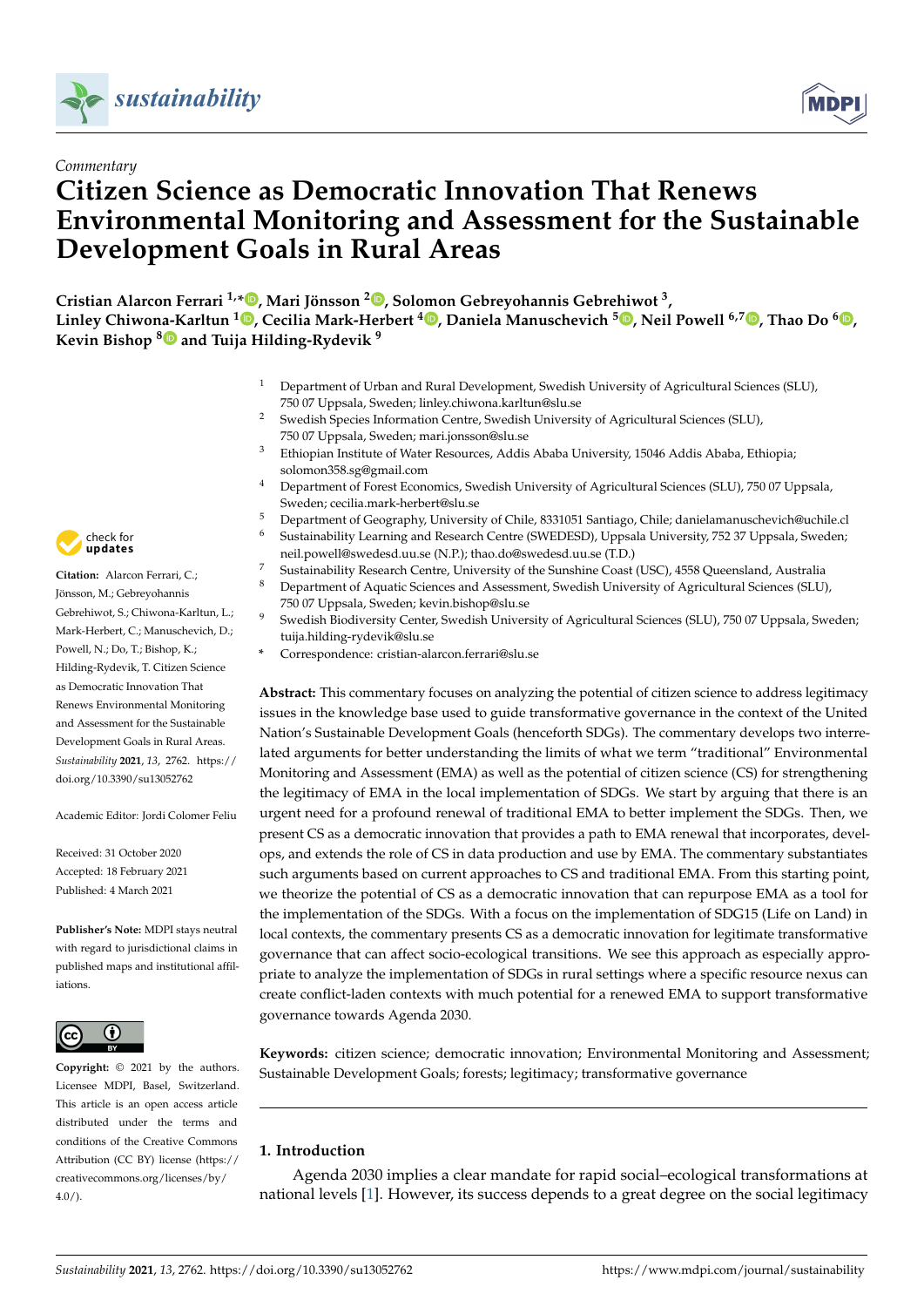Commentary

# Citizen Science as Democratic Innovation That Renews Environmental Monitoring and Assessment for the Sustainable Development Goals in Rural Areas

**Cristian Alarcon Ferrari [1,*], Mari Jönsson [2], Solomon Gebreyohannis Gebrehiwot [3], Linley Chiwona-Karltun [1], Cecilia Mark-Herbert [4], Daniela Manuschevich [5], Neil Powell [6,7], Thao Do [6], Kevin Bishop [8] and Tuija Hilding-Rydevik [9]**

1. Department of Urban and Rural Development, Swedish University of Agricultural Sciences (SLU), 750 07 Uppsala, Sweden; linley.chiwona.karltun@slu.se
2. Swedish Species Information Centre, Swedish University of Agricultural Sciences (SLU), 750 07 Uppsala, Sweden; mari.jonsson@slu.se
3. Ethiopian Institute of Water Resources, Addis Ababa University, 15046 Addis Ababa, Ethiopia; solomon358.sg@gmail.com
4. Department of Forest Economics, Swedish University of Agricultural Sciences (SLU), 750 07 Uppsala, Sweden; cecilia.mark-herbert@slu.se
5. Department of Geography, University of Chile, 8331051 Santiago, Chile; danielamanuschevich@uchile.cl
6. Sustainability Learning and Research Centre (SWEDESD), Uppsala University, 752 37 Uppsala, Sweden; neil.powell@swedesd.uu.se (N.P.); thao.do@swedesd.uu.se (T.D.)
7. Sustainability Research Centre, University of the Sunshine Coast (USC), 4558 Queensland, Australia
8. Department of Aquatic Sciences and Assessment, Swedish University of Agricultural Sciences (SLU), 750 07 Uppsala, Sweden; kevin.bishop@slu.se
9. Swedish Biodiversity Center, Swedish University of Agricultural Sciences (SLU), 750 07 Uppsala, Sweden; tuija.hilding-rydevik@slu.se

\* Correspondence: cristian-alarcon.ferrari@slu.se

**Citation:** Alarcon Ferrari, C.; Jönsson, M.; Gebreyohannis Gebrehiwot, S.; Chiwona-Karltun, L.; Mark-Herbert, C.; Manuschevich, D.; Powell, N.; Do, T.; Bishop, K.; Hilding-Rydevik, T. Citizen Science as Democratic Innovation That Renews Environmental Monitoring and Assessment for the Sustainable Development Goals in Rural Areas. *Sustainability* **2021**, *13*, 2762. https://doi.org/10.3390/su13052762

Academic Editor: Jordi Colomer Feliu

Received: 31 October 2020
Accepted: 18 February 2021
Published: 4 March 2021

**Publisher's Note:** MDPI stays neutral with regard to jurisdictional claims in published maps and institutional affiliations.

**Copyright:** © 2021 by the authors. Licensee MDPI, Basel, Switzerland. This article is an open access article distributed under the terms and conditions of the Creative Commons Attribution (CC BY) license (https://creativecommons.org/licenses/by/4.0/).

**Abstract:** This commentary focuses on analyzing the potential of citizen science to address legitimacy issues in the knowledge base used to guide transformative governance in the context of the United Nation's Sustainable Development Goals (henceforth SDGs). The commentary develops two interrelated arguments for better understanding the limits of what we term "traditional" Environmental Monitoring and Assessment (EMA) as well as the potential of citizen science (CS) for strengthening the legitimacy of EMA in the local implementation of SDGs. We start by arguing that there is an urgent need for a profound renewal of traditional EMA to better implement the SDGs. Then, we present CS as a democratic innovation that provides a path to EMA renewal that incorporates, develops, and extends the role of CS in data production and use by EMA. The commentary substantiates such arguments based on current approaches to CS and traditional EMA. From this starting point, we theorize the potential of CS as a democratic innovation that can repurpose EMA as a tool for the implementation of the SDGs. With a focus on the implementation of SDG15 (Life on Land) in local contexts, the commentary presents CS as a democratic innovation for legitimate transformative governance that can affect socio-ecological transitions. We see this approach as especially appropriate to analyze the implementation of SDGs in rural settings where a specific resource nexus can create conflict-laden contexts with much potential for a renewed EMA to support transformative governance towards Agenda 2030.

**Keywords:** citizen science; democratic innovation; Environmental Monitoring and Assessment; Sustainable Development Goals; forests; legitimacy; transformative governance

## 1. Introduction

Agenda 2030 implies a clear mandate for rapid social–ecological transformations at national levels [1]. However, its success depends to a great degree on the social legitimacy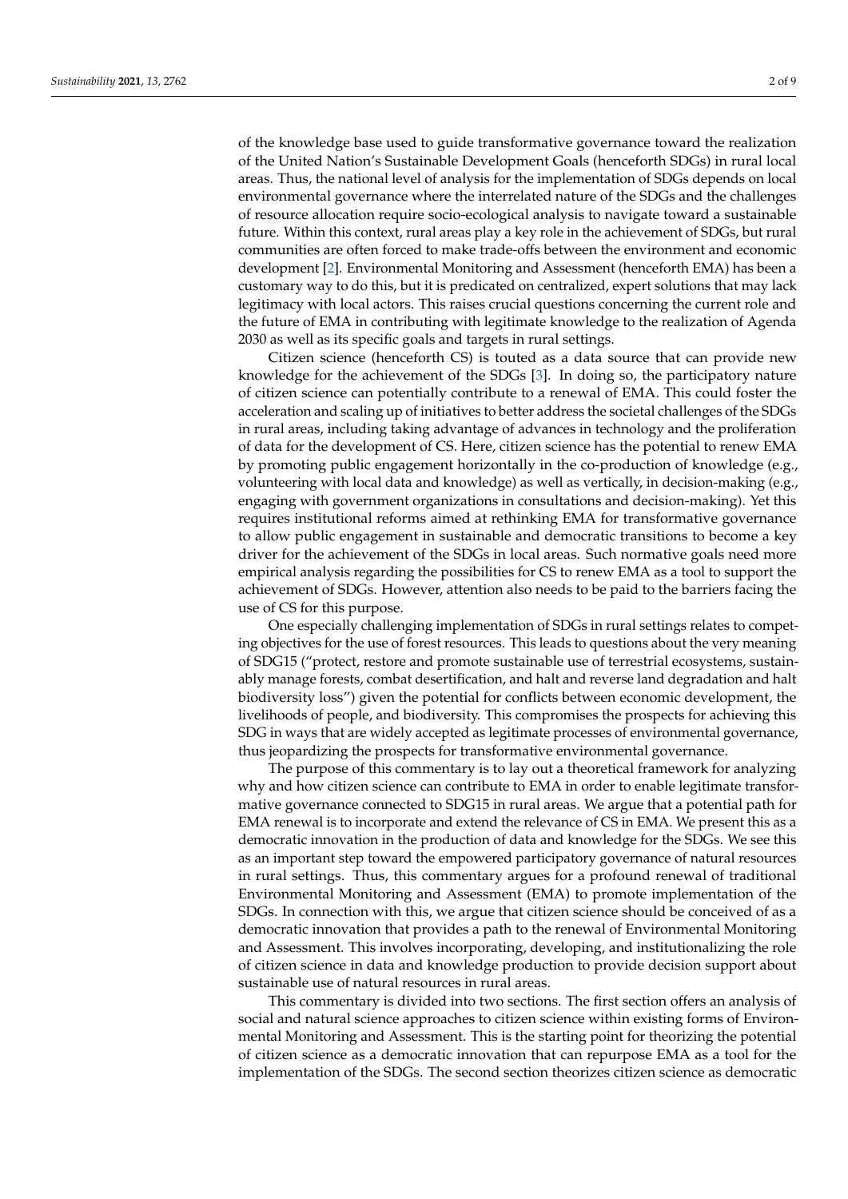of the knowledge base used to guide transformative governance toward the realization of the United Nation's Sustainable Development Goals (henceforth SDGs) in rural local areas. Thus, the national level of analysis for the implementation of SDGs depends on local environmental governance where the interrelated nature of the SDGs and the challenges of resource allocation require socio-ecological analysis to navigate toward a sustainable future. Within this context, rural areas play a key role in the achievement of SDGs, but rural communities are often forced to make trade-offs between the environment and economic development [2]. Environmental Monitoring and Assessment (henceforth EMA) has been a customary way to do this, but it is predicated on centralized, expert solutions that may lack legitimacy with local actors. This raises crucial questions concerning the current role and the future of EMA in contributing with legitimate knowledge to the realization of Agenda 2030 as well as its specific goals and targets in rural settings.

Citizen science (henceforth CS) is touted as a data source that can provide new knowledge for the achievement of the SDGs [3]. In doing so, the participatory nature of citizen science can potentially contribute to a renewal of EMA. This could foster the acceleration and scaling up of initiatives to better address the societal challenges of the SDGs in rural areas, including taking advantage of advances in technology and the proliferation of data for the development of CS. Here, citizen science has the potential to renew EMA by promoting public engagement horizontally in the co-production of knowledge (e.g., volunteering with local data and knowledge) as well as vertically, in decision-making (e.g., engaging with government organizations in consultations and decision-making). Yet this requires institutional reforms aimed at rethinking EMA for transformative governance to allow public engagement in sustainable and democratic transitions to become a key driver for the achievement of the SDGs in local areas. Such normative goals need more empirical analysis regarding the possibilities for CS to renew EMA as a tool to support the achievement of SDGs. However, attention also needs to be paid to the barriers facing the use of CS for this purpose.

One especially challenging implementation of SDGs in rural settings relates to competing objectives for the use of forest resources. This leads to questions about the very meaning of SDG15 ("protect, restore and promote sustainable use of terrestrial ecosystems, sustainably manage forests, combat desertification, and halt and reverse land degradation and halt biodiversity loss") given the potential for conflicts between economic development, the livelihoods of people, and biodiversity. This compromises the prospects for achieving this SDG in ways that are widely accepted as legitimate processes of environmental governance, thus jeopardizing the prospects for transformative environmental governance.

The purpose of this commentary is to lay out a theoretical framework for analyzing why and how citizen science can contribute to EMA in order to enable legitimate transformative governance connected to SDG15 in rural areas. We argue that a potential path for EMA renewal is to incorporate and extend the relevance of CS in EMA. We present this as a democratic innovation in the production of data and knowledge for the SDGs. We see this as an important step toward the empowered participatory governance of natural resources in rural settings. Thus, this commentary argues for a profound renewal of traditional Environmental Monitoring and Assessment (EMA) to promote implementation of the SDGs. In connection with this, we argue that citizen science should be conceived of as a democratic innovation that provides a path to the renewal of Environmental Monitoring and Assessment. This involves incorporating, developing, and institutionalizing the role of citizen science in data and knowledge production to provide decision support about sustainable use of natural resources in rural areas.

This commentary is divided into two sections. The first section offers an analysis of social and natural science approaches to citizen science within existing forms of Environmental Monitoring and Assessment. This is the starting point for theorizing the potential of citizen science as a democratic innovation that can repurpose EMA as a tool for the implementation of the SDGs. The second section theorizes citizen science as democratic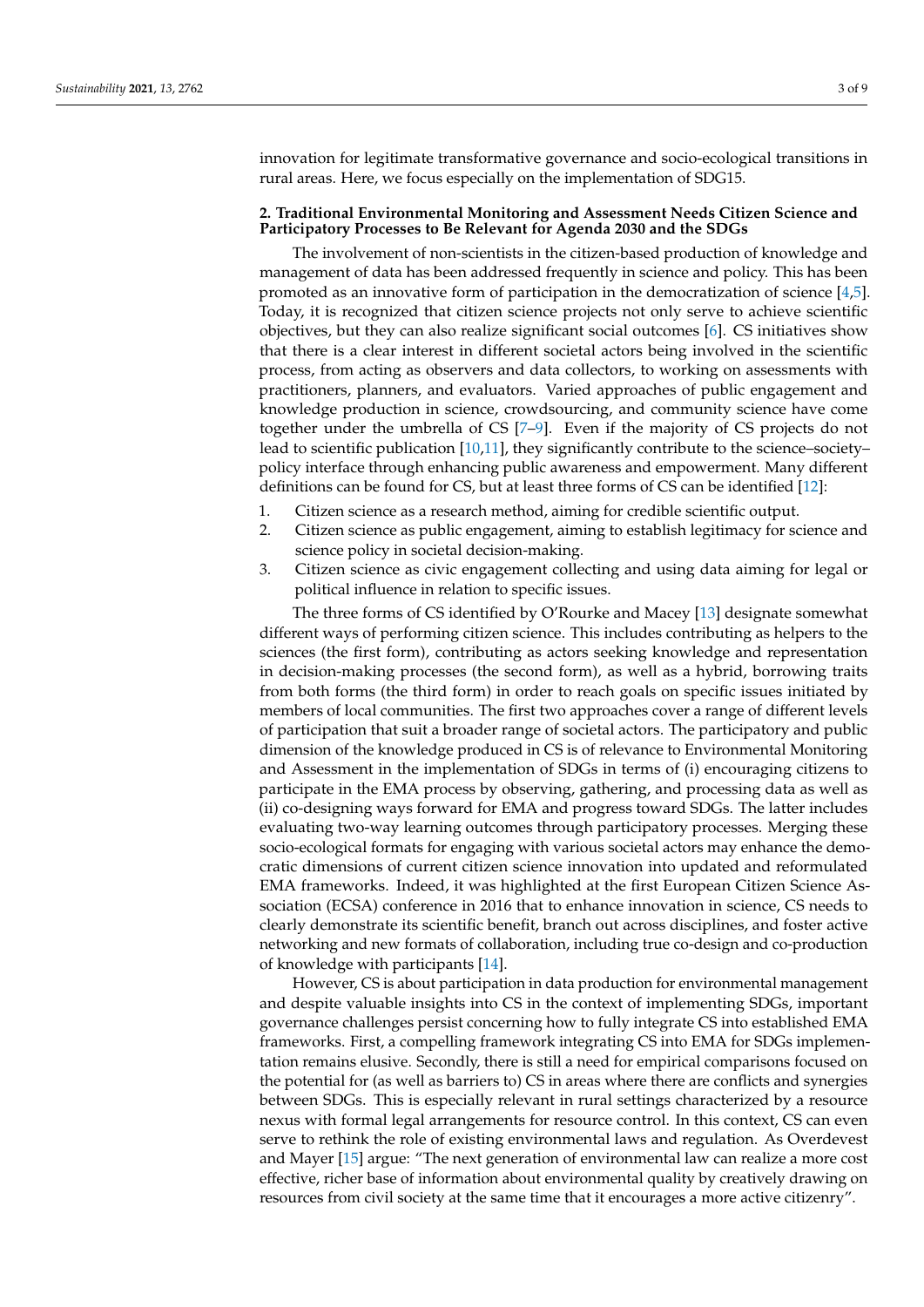innovation for legitimate transformative governance and socio-ecological transitions in rural areas. Here, we focus especially on the implementation of SDG15.

## 2. Traditional Environmental Monitoring and Assessment Needs Citizen Science and Participatory Processes to Be Relevant for Agenda 2030 and the SDGs

The involvement of non-scientists in the citizen-based production of knowledge and management of data has been addressed frequently in science and policy. This has been promoted as an innovative form of participation in the democratization of science [4,5]. Today, it is recognized that citizen science projects not only serve to achieve scientific objectives, but they can also realize significant social outcomes [6]. CS initiatives show that there is a clear interest in different societal actors being involved in the scientific process, from acting as observers and data collectors, to working on assessments with practitioners, planners, and evaluators. Varied approaches of public engagement and knowledge production in science, crowdsourcing, and community science have come together under the umbrella of CS [7–9]. Even if the majority of CS projects do not lead to scientific publication [10,11], they significantly contribute to the science–society–policy interface through enhancing public awareness and empowerment. Many different definitions can be found for CS, but at least three forms of CS can be identified [12]:

1. Citizen science as a research method, aiming for credible scientific output.
2. Citizen science as public engagement, aiming to establish legitimacy for science and science policy in societal decision-making.
3. Citizen science as civic engagement collecting and using data aiming for legal or political influence in relation to specific issues.

The three forms of CS identified by O'Rourke and Macey [13] designate somewhat different ways of performing citizen science. This includes contributing as helpers to the sciences (the first form), contributing as actors seeking knowledge and representation in decision-making processes (the second form), as well as a hybrid, borrowing traits from both forms (the third form) in order to reach goals on specific issues initiated by members of local communities. The first two approaches cover a range of different levels of participation that suit a broader range of societal actors. The participatory and public dimension of the knowledge produced in CS is of relevance to Environmental Monitoring and Assessment in the implementation of SDGs in terms of (i) encouraging citizens to participate in the EMA process by observing, gathering, and processing data as well as (ii) co-designing ways forward for EMA and progress toward SDGs. The latter includes evaluating two-way learning outcomes through participatory processes. Merging these socio-ecological formats for engaging with various societal actors may enhance the democratic dimensions of current citizen science innovation into updated and reformulated EMA frameworks. Indeed, it was highlighted at the first European Citizen Science Association (ECSA) conference in 2016 that to enhance innovation in science, CS needs to clearly demonstrate its scientific benefit, branch out across disciplines, and foster active networking and new formats of collaboration, including true co-design and co-production of knowledge with participants [14].

However, CS is about participation in data production for environmental management and despite valuable insights into CS in the context of implementing SDGs, important governance challenges persist concerning how to fully integrate CS into established EMA frameworks. First, a compelling framework integrating CS into EMA for SDGs implementation remains elusive. Secondly, there is still a need for empirical comparisons focused on the potential for (as well as barriers to) CS in areas where there are conflicts and synergies between SDGs. This is especially relevant in rural settings characterized by a resource nexus with formal legal arrangements for resource control. In this context, CS can even serve to rethink the role of existing environmental laws and regulation. As Overdevest and Mayer [15] argue: "The next generation of environmental law can realize a more cost effective, richer base of information about environmental quality by creatively drawing on resources from civil society at the same time that it encourages a more active citizenry".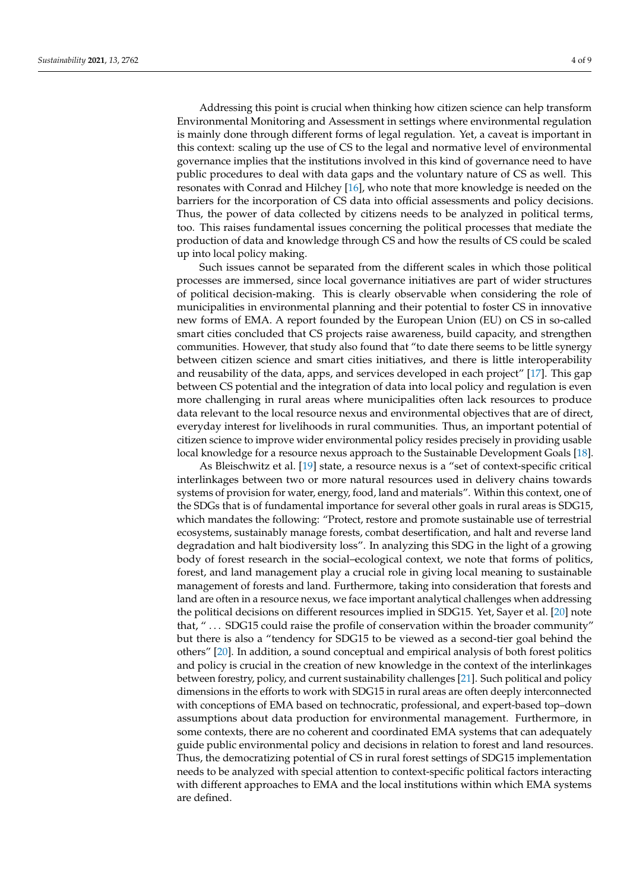Addressing this point is crucial when thinking how citizen science can help transform Environmental Monitoring and Assessment in settings where environmental regulation is mainly done through different forms of legal regulation. Yet, a caveat is important in this context: scaling up the use of CS to the legal and normative level of environmental governance implies that the institutions involved in this kind of governance need to have public procedures to deal with data gaps and the voluntary nature of CS as well. This resonates with Conrad and Hilchey [16], who note that more knowledge is needed on the barriers for the incorporation of CS data into official assessments and policy decisions. Thus, the power of data collected by citizens needs to be analyzed in political terms, too. This raises fundamental issues concerning the political processes that mediate the production of data and knowledge through CS and how the results of CS could be scaled up into local policy making.

Such issues cannot be separated from the different scales in which those political processes are immersed, since local governance initiatives are part of wider structures of political decision-making. This is clearly observable when considering the role of municipalities in environmental planning and their potential to foster CS in innovative new forms of EMA. A report founded by the European Union (EU) on CS in so-called smart cities concluded that CS projects raise awareness, build capacity, and strengthen communities. However, that study also found that "to date there seems to be little synergy between citizen science and smart cities initiatives, and there is little interoperability and reusability of the data, apps, and services developed in each project" [17]. This gap between CS potential and the integration of data into local policy and regulation is even more challenging in rural areas where municipalities often lack resources to produce data relevant to the local resource nexus and environmental objectives that are of direct, everyday interest for livelihoods in rural communities. Thus, an important potential of citizen science to improve wider environmental policy resides precisely in providing usable local knowledge for a resource nexus approach to the Sustainable Development Goals [18].

As Bleischwitz et al. [19] state, a resource nexus is a "set of context-specific critical interlinkages between two or more natural resources used in delivery chains towards systems of provision for water, energy, food, land and materials". Within this context, one of the SDGs that is of fundamental importance for several other goals in rural areas is SDG15, which mandates the following: "Protect, restore and promote sustainable use of terrestrial ecosystems, sustainably manage forests, combat desertification, and halt and reverse land degradation and halt biodiversity loss". In analyzing this SDG in the light of a growing body of forest research in the social–ecological context, we note that forms of politics, forest, and land management play a crucial role in giving local meaning to sustainable management of forests and land. Furthermore, taking into consideration that forests and land are often in a resource nexus, we face important analytical challenges when addressing the political decisions on different resources implied in SDG15. Yet, Sayer et al. [20] note that, "... SDG15 could raise the profile of conservation within the broader community" but there is also a "tendency for SDG15 to be viewed as a second-tier goal behind the others" [20]. In addition, a sound conceptual and empirical analysis of both forest politics and policy is crucial in the creation of new knowledge in the context of the interlinkages between forestry, policy, and current sustainability challenges [21]. Such political and policy dimensions in the efforts to work with SDG15 in rural areas are often deeply interconnected with conceptions of EMA based on technocratic, professional, and expert-based top–down assumptions about data production for environmental management. Furthermore, in some contexts, there are no coherent and coordinated EMA systems that can adequately guide public environmental policy and decisions in relation to forest and land resources. Thus, the democratizing potential of CS in rural forest settings of SDG15 implementation needs to be analyzed with special attention to context-specific political factors interacting with different approaches to EMA and the local institutions within which EMA systems are defined.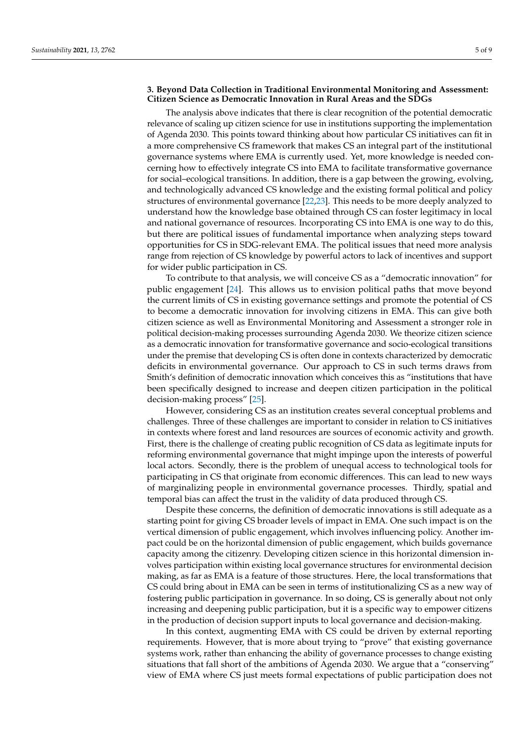## 3. Beyond Data Collection in Traditional Environmental Monitoring and Assessment: Citizen Science as Democratic Innovation in Rural Areas and the SDGs

The analysis above indicates that there is clear recognition of the potential democratic relevance of scaling up citizen science for use in institutions supporting the implementation of Agenda 2030. This points toward thinking about how particular CS initiatives can fit in a more comprehensive CS framework that makes CS an integral part of the institutional governance systems where EMA is currently used. Yet, more knowledge is needed concerning how to effectively integrate CS into EMA to facilitate transformative governance for social–ecological transitions. In addition, there is a gap between the growing, evolving, and technologically advanced CS knowledge and the existing formal political and policy structures of environmental governance [22,23]. This needs to be more deeply analyzed to understand how the knowledge base obtained through CS can foster legitimacy in local and national governance of resources. Incorporating CS into EMA is one way to do this, but there are political issues of fundamental importance when analyzing steps toward opportunities for CS in SDG-relevant EMA. The political issues that need more analysis range from rejection of CS knowledge by powerful actors to lack of incentives and support for wider public participation in CS.

To contribute to that analysis, we will conceive CS as a "democratic innovation" for public engagement [24]. This allows us to envision political paths that move beyond the current limits of CS in existing governance settings and promote the potential of CS to become a democratic innovation for involving citizens in EMA. This can give both citizen science as well as Environmental Monitoring and Assessment a stronger role in political decision-making processes surrounding Agenda 2030. We theorize citizen science as a democratic innovation for transformative governance and socio-ecological transitions under the premise that developing CS is often done in contexts characterized by democratic deficits in environmental governance. Our approach to CS in such terms draws from Smith's definition of democratic innovation which conceives this as "institutions that have been specifically designed to increase and deepen citizen participation in the political decision-making process" [25].

However, considering CS as an institution creates several conceptual problems and challenges. Three of these challenges are important to consider in relation to CS initiatives in contexts where forest and land resources are sources of economic activity and growth. First, there is the challenge of creating public recognition of CS data as legitimate inputs for reforming environmental governance that might impinge upon the interests of powerful local actors. Secondly, there is the problem of unequal access to technological tools for participating in CS that originate from economic differences. This can lead to new ways of marginalizing people in environmental governance processes. Thirdly, spatial and temporal bias can affect the trust in the validity of data produced through CS.

Despite these concerns, the definition of democratic innovations is still adequate as a starting point for giving CS broader levels of impact in EMA. One such impact is on the vertical dimension of public engagement, which involves influencing policy. Another impact could be on the horizontal dimension of public engagement, which builds governance capacity among the citizenry. Developing citizen science in this horizontal dimension involves participation within existing local governance structures for environmental decision making, as far as EMA is a feature of those structures. Here, the local transformations that CS could bring about in EMA can be seen in terms of institutionalizing CS as a new way of fostering public participation in governance. In so doing, CS is generally about not only increasing and deepening public participation, but it is a specific way to empower citizens in the production of decision support inputs to local governance and decision-making.

In this context, augmenting EMA with CS could be driven by external reporting requirements. However, that is more about trying to "prove" that existing governance systems work, rather than enhancing the ability of governance processes to change existing situations that fall short of the ambitions of Agenda 2030. We argue that a "conserving" view of EMA where CS just meets formal expectations of public participation does not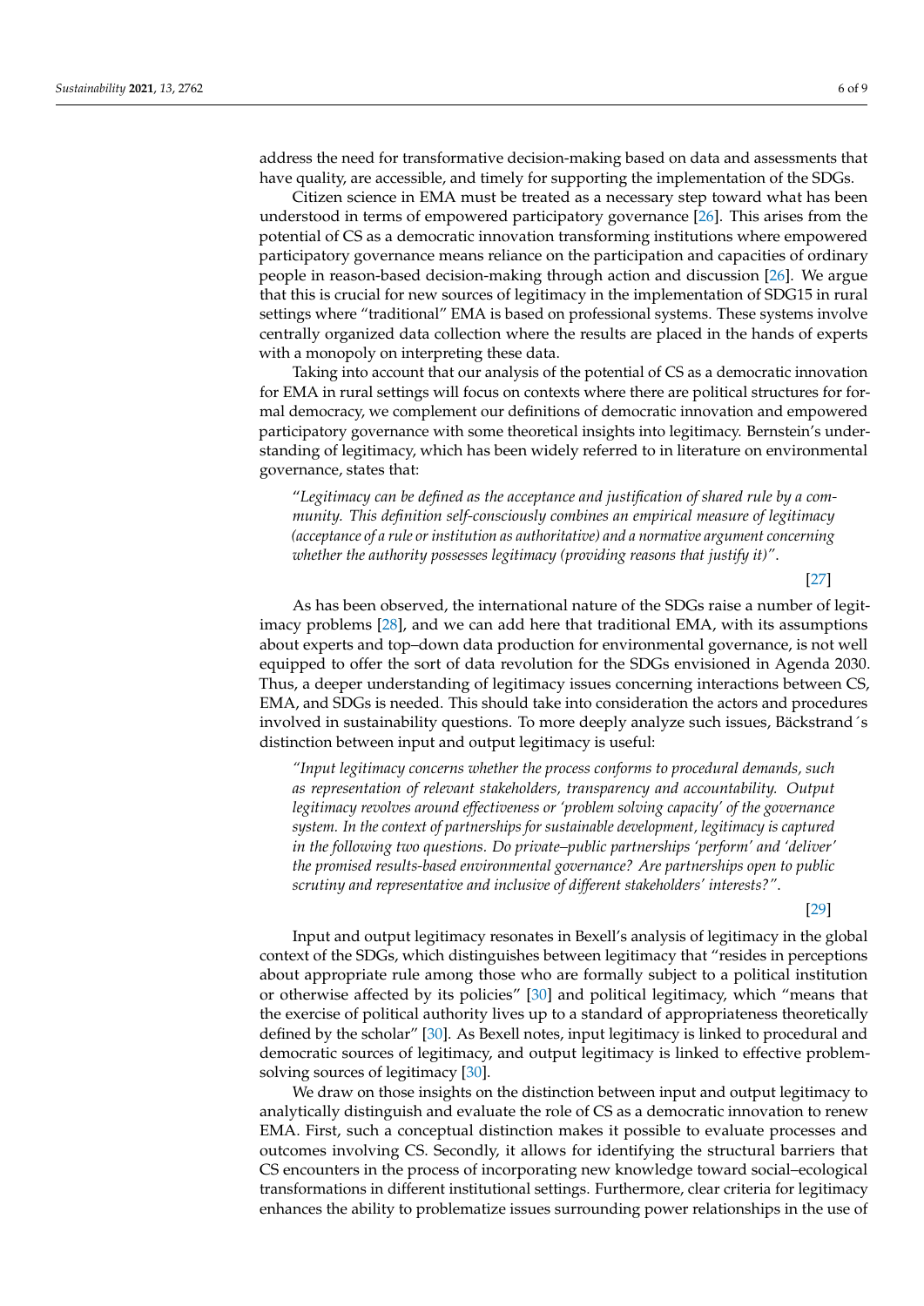address the need for transformative decision-making based on data and assessments that have quality, are accessible, and timely for supporting the implementation of the SDGs.

Citizen science in EMA must be treated as a necessary step toward what has been understood in terms of empowered participatory governance [26]. This arises from the potential of CS as a democratic innovation transforming institutions where empowered participatory governance means reliance on the participation and capacities of ordinary people in reason-based decision-making through action and discussion [26]. We argue that this is crucial for new sources of legitimacy in the implementation of SDG15 in rural settings where "traditional" EMA is based on professional systems. These systems involve centrally organized data collection where the results are placed in the hands of experts with a monopoly on interpreting these data.

Taking into account that our analysis of the potential of CS as a democratic innovation for EMA in rural settings will focus on contexts where there are political structures for formal democracy, we complement our definitions of democratic innovation and empowered participatory governance with some theoretical insights into legitimacy. Bernstein's understanding of legitimacy, which has been widely referred to in literature on environmental governance, states that:

> "*Legitimacy can be defined as the acceptance and justification of shared rule by a community. This definition self-consciously combines an empirical measure of legitimacy (acceptance of a rule or institution as authoritative) and a normative argument concerning whether the authority possesses legitimacy (providing reasons that justify it)*".
>
> [27]

As has been observed, the international nature of the SDGs raise a number of legitimacy problems [28], and we can add here that traditional EMA, with its assumptions about experts and top–down data production for environmental governance, is not well equipped to offer the sort of data revolution for the SDGs envisioned in Agenda 2030. Thus, a deeper understanding of legitimacy issues concerning interactions between CS, EMA, and SDGs is needed. This should take into consideration the actors and procedures involved in sustainability questions. To more deeply analyze such issues, Bäckstrand´s distinction between input and output legitimacy is useful:

> *"Input legitimacy concerns whether the process conforms to procedural demands, such as representation of relevant stakeholders, transparency and accountability. Output legitimacy revolves around effectiveness or 'problem solving capacity' of the governance system. In the context of partnerships for sustainable development, legitimacy is captured in the following two questions. Do private–public partnerships 'perform' and 'deliver' the promised results-based environmental governance? Are partnerships open to public scrutiny and representative and inclusive of different stakeholders' interests?"*.
>
> [29]

Input and output legitimacy resonates in Bexell's analysis of legitimacy in the global context of the SDGs, which distinguishes between legitimacy that "resides in perceptions about appropriate rule among those who are formally subject to a political institution or otherwise affected by its policies" [30] and political legitimacy, which "means that the exercise of political authority lives up to a standard of appropriateness theoretically defined by the scholar" [30]. As Bexell notes, input legitimacy is linked to procedural and democratic sources of legitimacy, and output legitimacy is linked to effective problem-solving sources of legitimacy [30].

We draw on those insights on the distinction between input and output legitimacy to analytically distinguish and evaluate the role of CS as a democratic innovation to renew EMA. First, such a conceptual distinction makes it possible to evaluate processes and outcomes involving CS. Secondly, it allows for identifying the structural barriers that CS encounters in the process of incorporating new knowledge toward social–ecological transformations in different institutional settings. Furthermore, clear criteria for legitimacy enhances the ability to problematize issues surrounding power relationships in the use of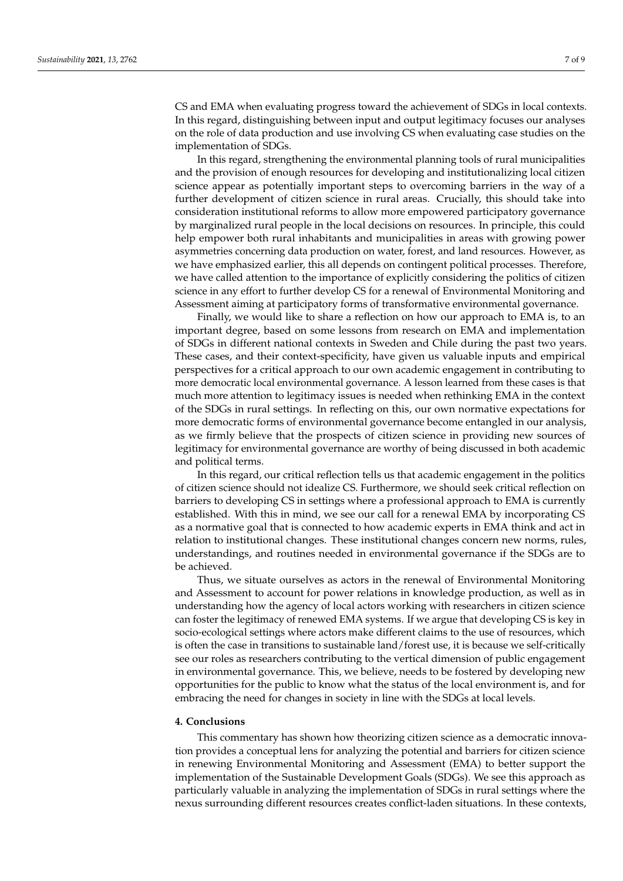CS and EMA when evaluating progress toward the achievement of SDGs in local contexts. In this regard, distinguishing between input and output legitimacy focuses our analyses on the role of data production and use involving CS when evaluating case studies on the implementation of SDGs.

In this regard, strengthening the environmental planning tools of rural municipalities and the provision of enough resources for developing and institutionalizing local citizen science appear as potentially important steps to overcoming barriers in the way of a further development of citizen science in rural areas. Crucially, this should take into consideration institutional reforms to allow more empowered participatory governance by marginalized rural people in the local decisions on resources. In principle, this could help empower both rural inhabitants and municipalities in areas with growing power asymmetries concerning data production on water, forest, and land resources. However, as we have emphasized earlier, this all depends on contingent political processes. Therefore, we have called attention to the importance of explicitly considering the politics of citizen science in any effort to further develop CS for a renewal of Environmental Monitoring and Assessment aiming at participatory forms of transformative environmental governance.

Finally, we would like to share a reflection on how our approach to EMA is, to an important degree, based on some lessons from research on EMA and implementation of SDGs in different national contexts in Sweden and Chile during the past two years. These cases, and their context-specificity, have given us valuable inputs and empirical perspectives for a critical approach to our own academic engagement in contributing to more democratic local environmental governance. A lesson learned from these cases is that much more attention to legitimacy issues is needed when rethinking EMA in the context of the SDGs in rural settings. In reflecting on this, our own normative expectations for more democratic forms of environmental governance become entangled in our analysis, as we firmly believe that the prospects of citizen science in providing new sources of legitimacy for environmental governance are worthy of being discussed in both academic and political terms.

In this regard, our critical reflection tells us that academic engagement in the politics of citizen science should not idealize CS. Furthermore, we should seek critical reflection on barriers to developing CS in settings where a professional approach to EMA is currently established. With this in mind, we see our call for a renewal EMA by incorporating CS as a normative goal that is connected to how academic experts in EMA think and act in relation to institutional changes. These institutional changes concern new norms, rules, understandings, and routines needed in environmental governance if the SDGs are to be achieved.

Thus, we situate ourselves as actors in the renewal of Environmental Monitoring and Assessment to account for power relations in knowledge production, as well as in understanding how the agency of local actors working with researchers in citizen science can foster the legitimacy of renewed EMA systems. If we argue that developing CS is key in socio-ecological settings where actors make different claims to the use of resources, which is often the case in transitions to sustainable land/forest use, it is because we self-critically see our roles as researchers contributing to the vertical dimension of public engagement in environmental governance. This, we believe, needs to be fostered by developing new opportunities for the public to know what the status of the local environment is, and for embracing the need for changes in society in line with the SDGs at local levels.

## 4. Conclusions

This commentary has shown how theorizing citizen science as a democratic innovation provides a conceptual lens for analyzing the potential and barriers for citizen science in renewing Environmental Monitoring and Assessment (EMA) to better support the implementation of the Sustainable Development Goals (SDGs). We see this approach as particularly valuable in analyzing the implementation of SDGs in rural settings where the nexus surrounding different resources creates conflict-laden situations. In these contexts,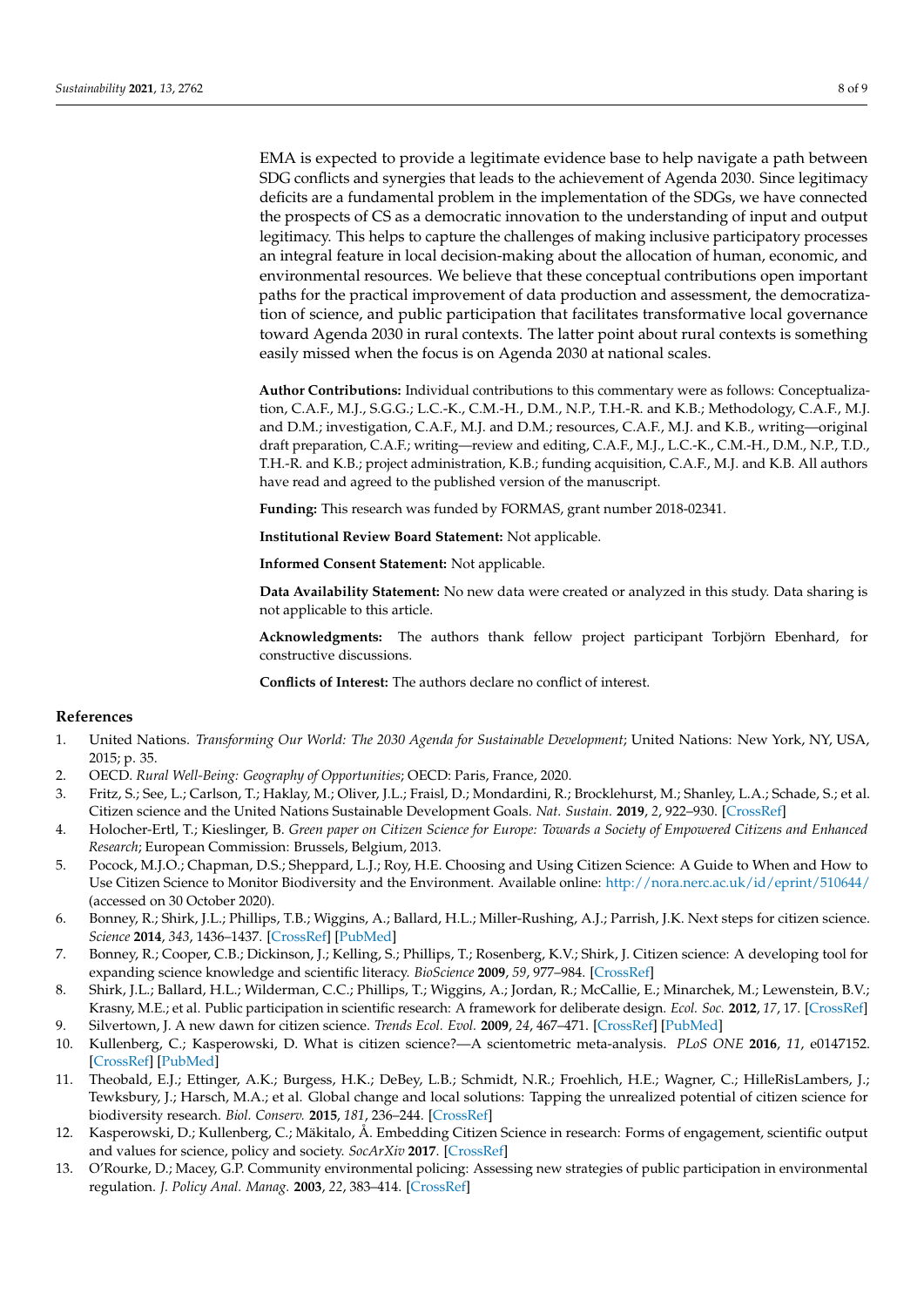EMA is expected to provide a legitimate evidence base to help navigate a path between SDG conflicts and synergies that leads to the achievement of Agenda 2030. Since legitimacy deficits are a fundamental problem in the implementation of the SDGs, we have connected the prospects of CS as a democratic innovation to the understanding of input and output legitimacy. This helps to capture the challenges of making inclusive participatory processes an integral feature in local decision-making about the allocation of human, economic, and environmental resources. We believe that these conceptual contributions open important paths for the practical improvement of data production and assessment, the democratization of science, and public participation that facilitates transformative local governance toward Agenda 2030 in rural contexts. The latter point about rural contexts is something easily missed when the focus is on Agenda 2030 at national scales.

**Author Contributions:** Individual contributions to this commentary were as follows: Conceptualization, C.A.F., M.J., S.G.G.; L.C.-K., C.M.-H., D.M., N.P., T.H.-R. and K.B.; Methodology, C.A.F., M.J. and D.M.; investigation, C.A.F., M.J. and D.M.; resources, C.A.F., M.J. and K.B., writing—original draft preparation, C.A.F.; writing—review and editing, C.A.F., M.J., L.C.-K., C.M.-H., D.M., N.P., T.D., T.H.-R. and K.B.; project administration, K.B.; funding acquisition, C.A.F., M.J. and K.B. All authors have read and agreed to the published version of the manuscript.

**Funding:** This research was funded by FORMAS, grant number 2018-02341.

**Institutional Review Board Statement:** Not applicable.

**Informed Consent Statement:** Not applicable.

**Data Availability Statement:** No new data were created or analyzed in this study. Data sharing is not applicable to this article.

**Acknowledgments:** The authors thank fellow project participant Torbjörn Ebenhard, for constructive discussions.

**Conflicts of Interest:** The authors declare no conflict of interest.

## References

1. United Nations. *Transforming Our World: The 2030 Agenda for Sustainable Development*; United Nations: New York, NY, USA, 2015; p. 35.
2. OECD. *Rural Well-Being: Geography of Opportunities*; OECD: Paris, France, 2020.
3. Fritz, S.; See, L.; Carlson, T.; Haklay, M.; Oliver, J.L.; Fraisl, D.; Mondardini, R.; Brocklehurst, M.; Shanley, L.A.; Schade, S.; et al. Citizen science and the United Nations Sustainable Development Goals. *Nat. Sustain.* **2019**, *2*, 922–930. [CrossRef]
4. Holocher-Ertl, T.; Kieslinger, B. *Green paper on Citizen Science for Europe: Towards a Society of Empowered Citizens and Enhanced Research*; European Commission: Brussels, Belgium, 2013.
5. Pocock, M.J.O.; Chapman, D.S.; Sheppard, L.J.; Roy, H.E. Choosing and Using Citizen Science: A Guide to When and How to Use Citizen Science to Monitor Biodiversity and the Environment. Available online: http://nora.nerc.ac.uk/id/eprint/510644/ (accessed on 30 October 2020).
6. Bonney, R.; Shirk, J.L.; Phillips, T.B.; Wiggins, A.; Ballard, H.L.; Miller-Rushing, A.J.; Parrish, J.K. Next steps for citizen science. *Science* **2014**, *343*, 1436–1437. [CrossRef] [PubMed]
7. Bonney, R.; Cooper, C.B.; Dickinson, J.; Kelling, S.; Phillips, T.; Rosenberg, K.V.; Shirk, J. Citizen science: A developing tool for expanding science knowledge and scientific literacy. *BioScience* **2009**, *59*, 977–984. [CrossRef]
8. Shirk, J.L.; Ballard, H.L.; Wilderman, C.C.; Phillips, T.; Wiggins, A.; Jordan, R.; McCallie, E.; Minarchek, M.; Lewenstein, B.V.; Krasny, M.E.; et al. Public participation in scientific research: A framework for deliberate design. *Ecol. Soc.* **2012**, *17*, 17. [CrossRef]
9. Silvertown, J. A new dawn for citizen science. *Trends Ecol. Evol.* **2009**, *24*, 467–471. [CrossRef] [PubMed]
10. Kullenberg, C.; Kasperowski, D. What is citizen science?—A scientometric meta-analysis. *PLoS ONE* **2016**, *11*, e0147152. [CrossRef] [PubMed]
11. Theobald, E.J.; Ettinger, A.K.; Burgess, H.K.; DeBey, L.B.; Schmidt, N.R.; Froehlich, H.E.; Wagner, C.; HilleRisLambers, J.; Tewksbury, J.; Harsch, M.A.; et al. Global change and local solutions: Tapping the unrealized potential of citizen science for biodiversity research. *Biol. Conserv.* **2015**, *181*, 236–244. [CrossRef]
12. Kasperowski, D.; Kullenberg, C.; Mäkitalo, Å. Embedding Citizen Science in research: Forms of engagement, scientific output and values for science, policy and society. *SocArXiv* **2017**. [CrossRef]
13. O'Rourke, D.; Macey, G.P. Community environmental policing: Assessing new strategies of public participation in environmental regulation. *J. Policy Anal. Manag.* **2003**, *22*, 383–414. [CrossRef]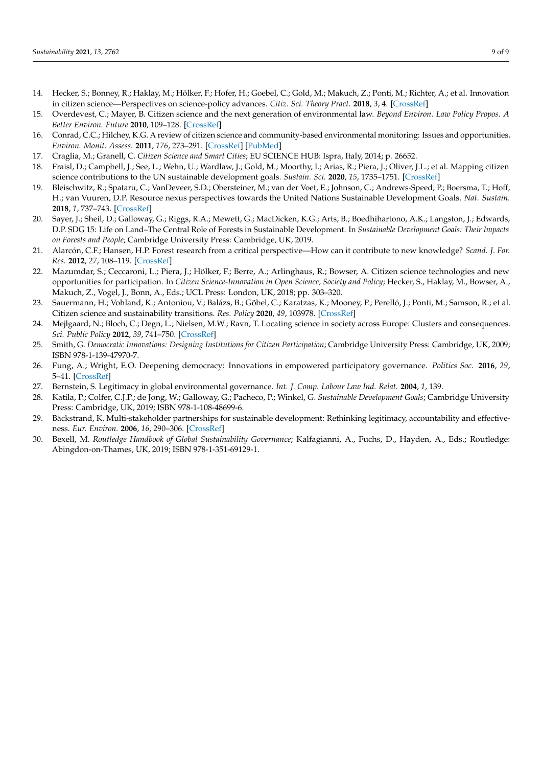14. Hecker, S.; Bonney, R.; Haklay, M.; Hölker, F.; Hofer, H.; Goebel, C.; Gold, M.; Makuch, Z.; Ponti, M.; Richter, A.; et al. Innovation in citizen science—Perspectives on science-policy advances. *Citiz. Sci. Theory Pract.* **2018**, *3*, 4. [CrossRef]
15. Overdevest, C.; Mayer, B. Citizen science and the next generation of environmental law. *Beyond Environ. Law Policy Propos. A Better Environ. Future* **2010**, 109–128. [CrossRef]
16. Conrad, C.C.; Hilchey, K.G. A review of citizen science and community-based environmental monitoring: Issues and opportunities. *Environ. Monit. Assess.* **2011**, *176*, 273–291. [CrossRef] [PubMed]
17. Craglia, M.; Granell, C. *Citizen Science and Smart Cities*; EU SCIENCE HUB: Ispra, Italy, 2014; p. 26652.
18. Fraisl, D.; Campbell, J.; See, L.; Wehn, U.; Wardlaw, J.; Gold, M.; Moorthy, I.; Arias, R.; Piera, J.; Oliver, J.L.; et al. Mapping citizen science contributions to the UN sustainable development goals. *Sustain. Sci.* **2020**, *15*, 1735–1751. [CrossRef]
19. Bleischwitz, R.; Spataru, C.; VanDeveer, S.D.; Obersteiner, M.; van der Voet, E.; Johnson, C.; Andrews-Speed, P.; Boersma, T.; Hoff, H.; van Vuuren, D.P. Resource nexus perspectives towards the United Nations Sustainable Development Goals. *Nat. Sustain.* **2018**, *1*, 737–743. [CrossRef]
20. Sayer, J.; Sheil, D.; Galloway, G.; Riggs, R.A.; Mewett, G.; MacDicken, K.G.; Arts, B.; Boedhihartono, A.K.; Langston, J.; Edwards, D.P. SDG 15: Life on Land–The Central Role of Forests in Sustainable Development. In *Sustainable Development Goals: Their Impacts on Forests and People*; Cambridge University Press: Cambridge, UK, 2019.
21. Alarcón, C.F.; Hansen, H.P. Forest research from a critical perspective—How can it contribute to new knowledge? *Scand. J. For. Res.* **2012**, *27*, 108–119. [CrossRef]
22. Mazumdar, S.; Ceccaroni, L.; Piera, J.; Hölker, F.; Berre, A.; Arlinghaus, R.; Bowser, A. Citizen science technologies and new opportunities for participation. In *Citizen Science-Innovation in Open Science, Society and Policy*; Hecker, S., Haklay, M., Bowser, A., Makuch, Z., Vogel, J., Bonn, A., Eds.; UCL Press: London, UK, 2018; pp. 303–320.
23. Sauermann, H.; Vohland, K.; Antoniou, V.; Balázs, B.; Göbel, C.; Karatzas, K.; Mooney, P.; Perelló, J.; Ponti, M.; Samson, R.; et al. Citizen science and sustainability transitions. *Res. Policy* **2020**, *49*, 103978. [CrossRef]
24. Mejlgaard, N.; Bloch, C.; Degn, L.; Nielsen, M.W.; Ravn, T. Locating science in society across Europe: Clusters and consequences. *Sci. Public Policy* **2012**, *39*, 741–750. [CrossRef]
25. Smith, G. *Democratic Innovations: Designing Institutions for Citizen Participation*; Cambridge University Press: Cambridge, UK, 2009; ISBN 978-1-139-47970-7.
26. Fung, A.; Wright, E.O. Deepening democracy: Innovations in empowered participatory governance. *Politics Soc.* **2016**, *29*, 5–41. [CrossRef]
27. Bernstein, S. Legitimacy in global environmental governance. *Int. J. Comp. Labour Law Ind. Relat.* **2004**, *1*, 139.
28. Katila, P.; Colfer, C.J.P.; de Jong, W.; Galloway, G.; Pacheco, P.; Winkel, G. *Sustainable Development Goals*; Cambridge University Press: Cambridge, UK, 2019; ISBN 978-1-108-48699-6.
29. Bäckstrand, K. Multi-stakeholder partnerships for sustainable development: Rethinking legitimacy, accountability and effectiveness. *Eur. Environ.* **2006**, *16*, 290–306. [CrossRef]
30. Bexell, M. *Routledge Handbook of Global Sustainability Governance*; Kalfagianni, A., Fuchs, D., Hayden, A., Eds.; Routledge: Abingdon-on-Thames, UK, 2019; ISBN 978-1-351-69129-1.